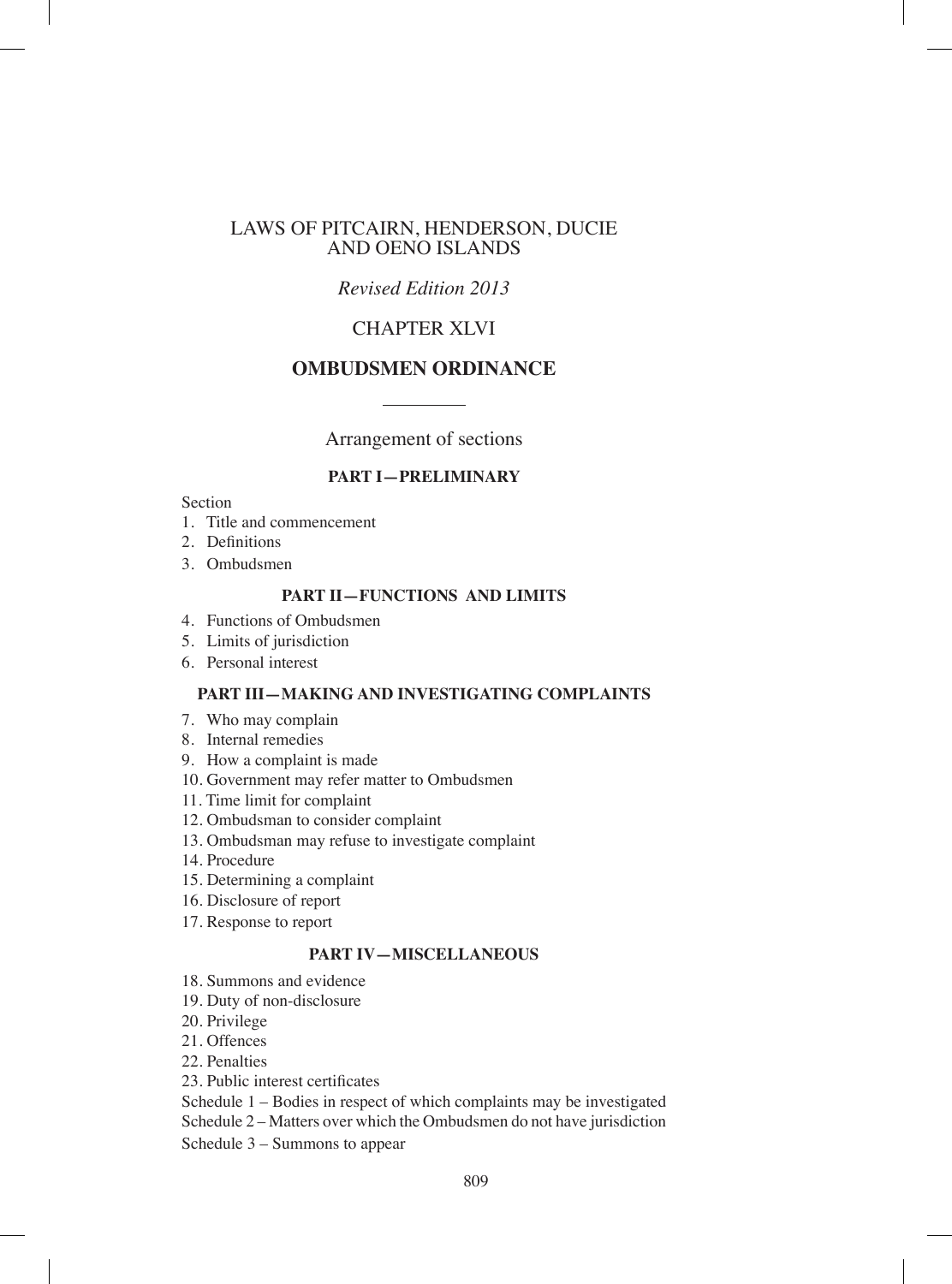# LAWS OF PITCAIRN, HENDERSON, DUCIE AND OENO ISLANDS

*Revised Edition 2013*

## CHAPTER XLVI

## OMBUDSMEN ORDINANCE

Arrangement of sections

### PART I—PRELIMINARY

Section

1. Title and commencement
2. Definitions
3. Ombudsmen

### PART II—FUNCTIONS AND LIMITS

4. Functions of Ombudsmen
5. Limits of jurisdiction
6. Personal interest

### PART III—MAKING AND INVESTIGATING COMPLAINTS

7. Who may complain
8. Internal remedies
9. How a complaint is made
10. Government may refer matter to Ombudsmen
11. Time limit for complaint
12. Ombudsman to consider complaint
13. Ombudsman may refuse to investigate complaint
14. Procedure
15. Determining a complaint
16. Disclosure of report
17. Response to report

### PART IV—MISCELLANEOUS

18. Summons and evidence
19. Duty of non-disclosure
20. Privilege
21. Offences
22. Penalties
23. Public interest certificates

Schedule 1 – Bodies in respect of which complaints may be investigated

Schedule 2 – Matters over which the Ombudsmen do not have jurisdiction

Schedule 3 – Summons to appear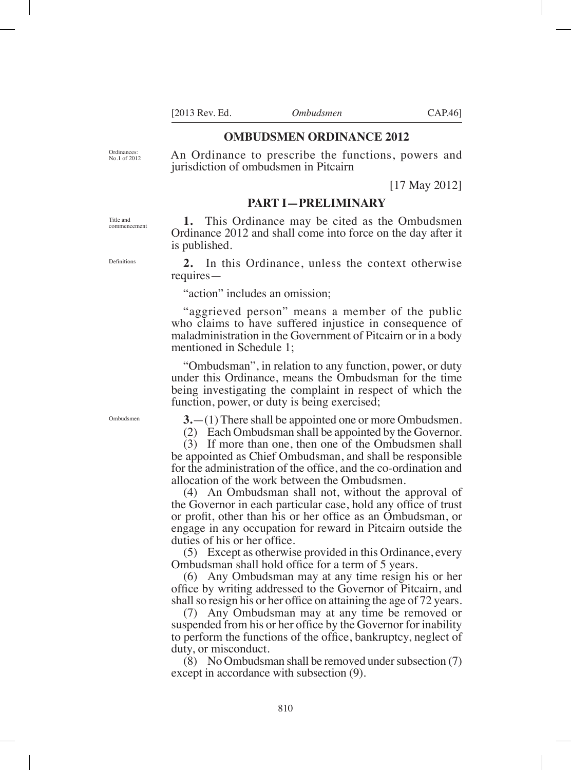# OMBUDSMEN ORDINANCE 2012

Ordinances: No.1 of 2012

An Ordinance to prescribe the functions, powers and jurisdiction of ombudsmen in Pitcairn

[17 May 2012]

## PART I—PRELIMINARY

Title and commencement

**1.** This Ordinance may be cited as the Ombudsmen Ordinance 2012 and shall come into force on the day after it is published.

Definitions

**2.** In this Ordinance, unless the context otherwise requires—

"action" includes an omission;

"aggrieved person" means a member of the public who claims to have suffered injustice in consequence of maladministration in the Government of Pitcairn or in a body mentioned in Schedule 1;

"Ombudsman", in relation to any function, power, or duty under this Ordinance, means the Ombudsman for the time being investigating the complaint in respect of which the function, power, or duty is being exercised;

Ombudsmen

**3.**—(1) There shall be appointed one or more Ombudsmen.

(2) Each Ombudsman shall be appointed by the Governor.

(3) If more than one, then one of the Ombudsmen shall be appointed as Chief Ombudsman, and shall be responsible for the administration of the office, and the co-ordination and allocation of the work between the Ombudsmen.

(4) An Ombudsman shall not, without the approval of the Governor in each particular case, hold any office of trust or profit, other than his or her office as an Ombudsman, or engage in any occupation for reward in Pitcairn outside the duties of his or her office.

(5) Except as otherwise provided in this Ordinance, every Ombudsman shall hold office for a term of 5 years.

(6) Any Ombudsman may at any time resign his or her office by writing addressed to the Governor of Pitcairn, and shall so resign his or her office on attaining the age of 72 years.

(7) Any Ombudsman may at any time be removed or suspended from his or her office by the Governor for inability to perform the functions of the office, bankruptcy, neglect of duty, or misconduct.

(8) No Ombudsman shall be removed under subsection (7) except in accordance with subsection (9).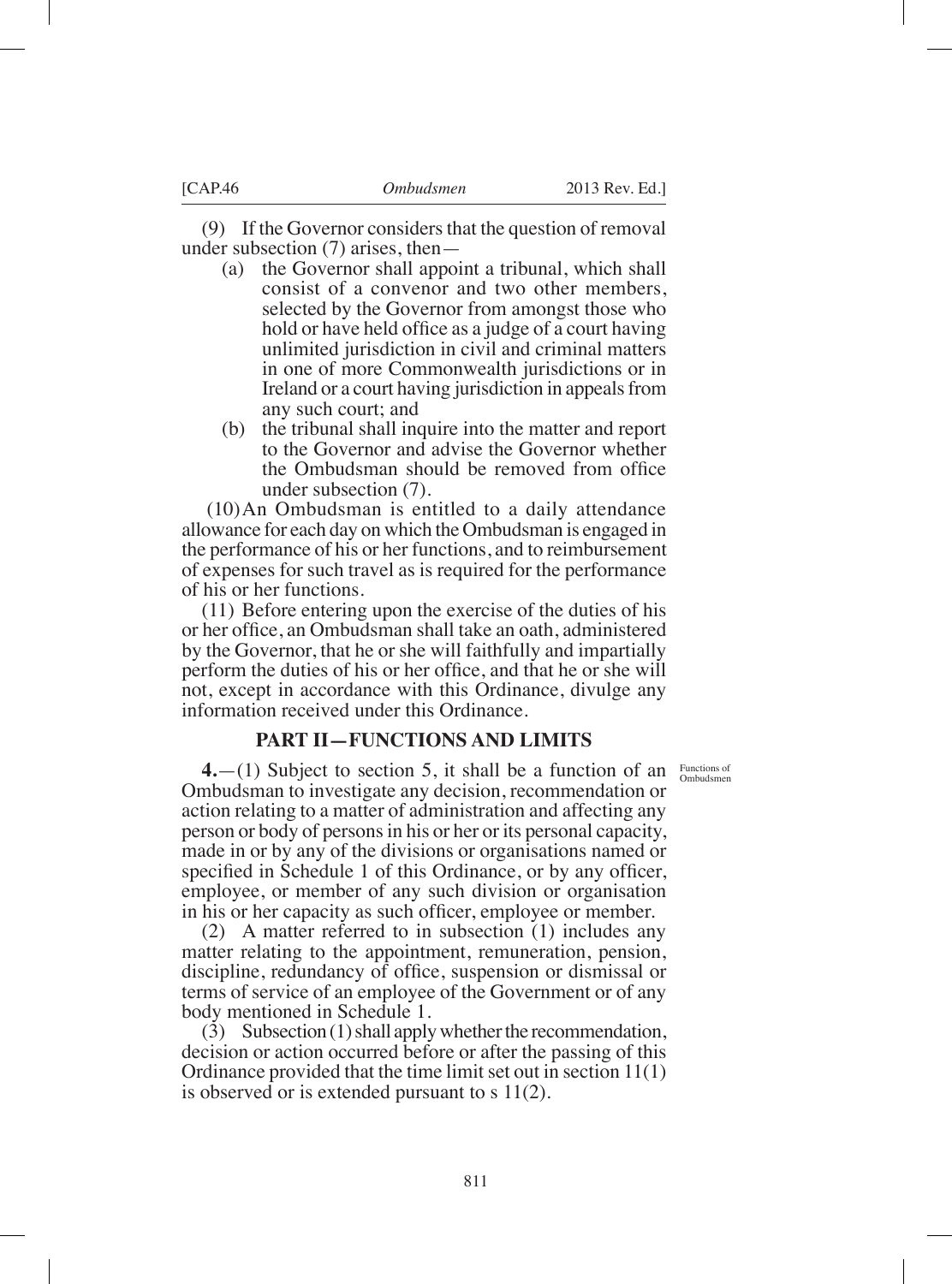(9) If the Governor considers that the question of removal under subsection (7) arises, then—

(a) the Governor shall appoint a tribunal, which shall consist of a convenor and two other members, selected by the Governor from amongst those who hold or have held office as a judge of a court having unlimited jurisdiction in civil and criminal matters in one of more Commonwealth jurisdictions or in Ireland or a court having jurisdiction in appeals from any such court; and

(b) the tribunal shall inquire into the matter and report to the Governor and advise the Governor whether the Ombudsman should be removed from office under subsection (7).

(10) An Ombudsman is entitled to a daily attendance allowance for each day on which the Ombudsman is engaged in the performance of his or her functions, and to reimbursement of expenses for such travel as is required for the performance of his or her functions.

(11) Before entering upon the exercise of the duties of his or her office, an Ombudsman shall take an oath, administered by the Governor, that he or she will faithfully and impartially perform the duties of his or her office, and that he or she will not, except in accordance with this Ordinance, divulge any information received under this Ordinance.

## PART II—FUNCTIONS AND LIMITS

Functions of Ombudsmen

**4.**—(1) Subject to section 5, it shall be a function of an Ombudsman to investigate any decision, recommendation or action relating to a matter of administration and affecting any person or body of persons in his or her or its personal capacity, made in or by any of the divisions or organisations named or specified in Schedule 1 of this Ordinance, or by any officer, employee, or member of any such division or organisation in his or her capacity as such officer, employee or member.

(2) A matter referred to in subsection (1) includes any matter relating to the appointment, remuneration, pension, discipline, redundancy of office, suspension or dismissal or terms of service of an employee of the Government or of any body mentioned in Schedule 1.

(3) Subsection (1) shall apply whether the recommendation, decision or action occurred before or after the passing of this Ordinance provided that the time limit set out in section 11(1) is observed or is extended pursuant to s 11(2).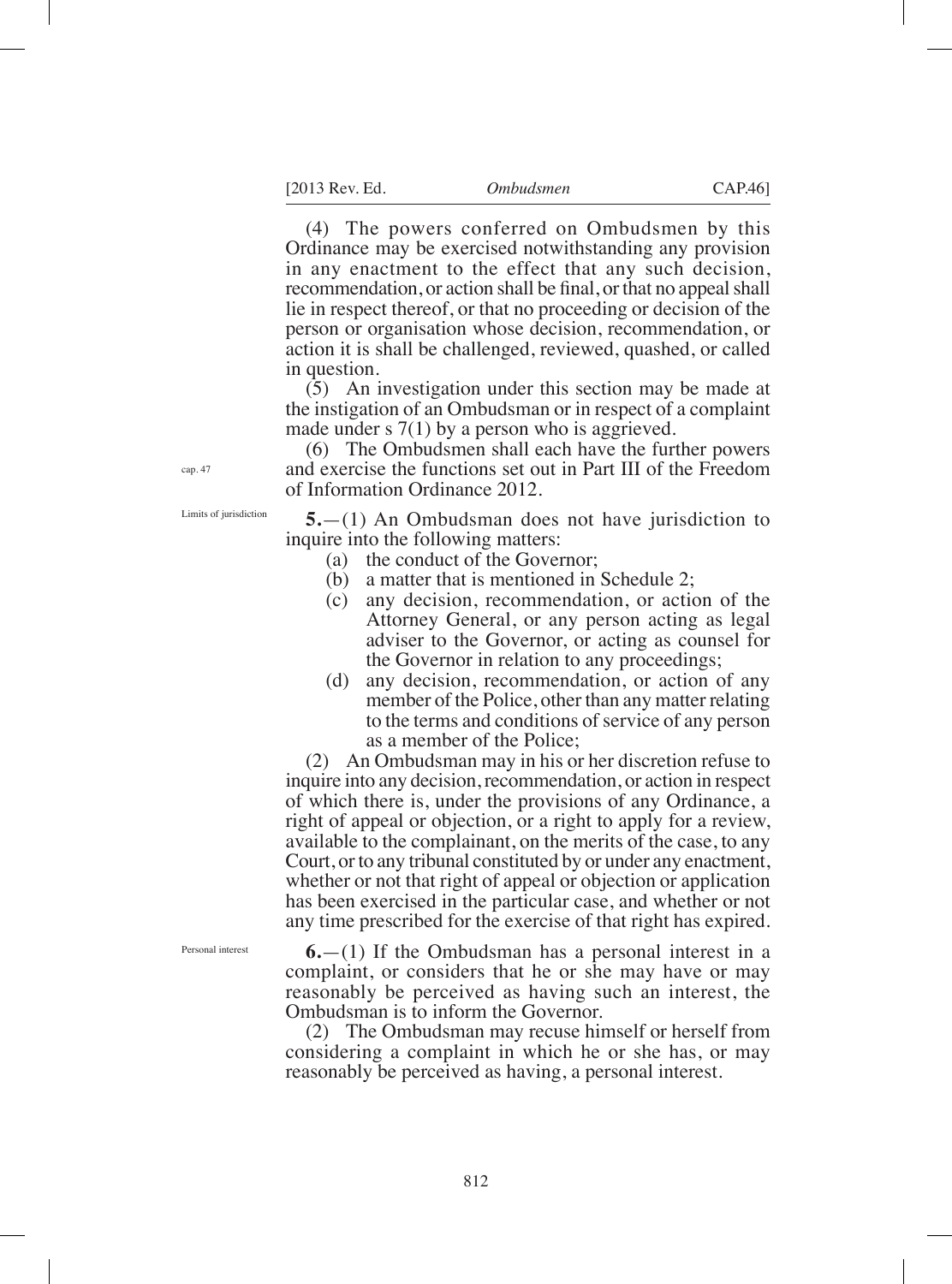(4) The powers conferred on Ombudsmen by this Ordinance may be exercised notwithstanding any provision in any enactment to the effect that any such decision, recommendation, or action shall be final, or that no appeal shall lie in respect thereof, or that no proceeding or decision of the person or organisation whose decision, recommendation, or action it is shall be challenged, reviewed, quashed, or called in question.

(5) An investigation under this section may be made at the instigation of an Ombudsman or in respect of a complaint made under s 7(1) by a person who is aggrieved.

(6) The Ombudsmen shall each have the further powers and exercise the functions set out in Part III of the Freedom of Information Ordinance 2012.

cap. 47

Limits of jurisdiction

**5.**—(1) An Ombudsman does not have jurisdiction to inquire into the following matters:

(a) the conduct of the Governor;

(b) a matter that is mentioned in Schedule 2;

(c) any decision, recommendation, or action of the Attorney General, or any person acting as legal adviser to the Governor, or acting as counsel for the Governor in relation to any proceedings;

(d) any decision, recommendation, or action of any member of the Police, other than any matter relating to the terms and conditions of service of any person as a member of the Police;

(2) An Ombudsman may in his or her discretion refuse to inquire into any decision, recommendation, or action in respect of which there is, under the provisions of any Ordinance, a right of appeal or objection, or a right to apply for a review, available to the complainant, on the merits of the case, to any Court, or to any tribunal constituted by or under any enactment, whether or not that right of appeal or objection or application has been exercised in the particular case, and whether or not any time prescribed for the exercise of that right has expired.

Personal interest

**6.**—(1) If the Ombudsman has a personal interest in a complaint, or considers that he or she may have or may reasonably be perceived as having such an interest, the Ombudsman is to inform the Governor.

(2) The Ombudsman may recuse himself or herself from considering a complaint in which he or she has, or may reasonably be perceived as having, a personal interest.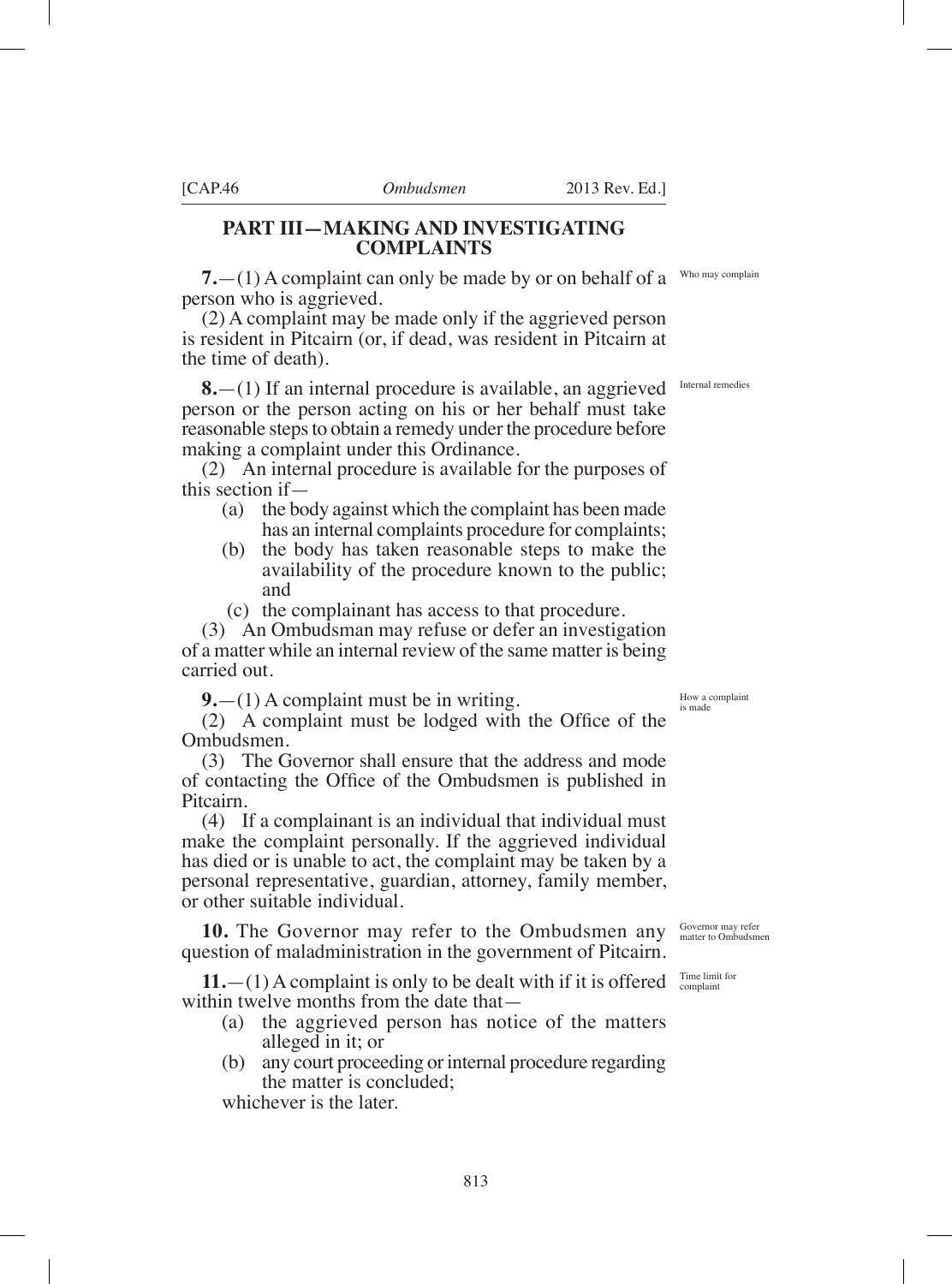## PART III—MAKING AND INVESTIGATING COMPLAINTS

Who may complain

**7.**—(1) A complaint can only be made by or on behalf of a person who is aggrieved.

(2) A complaint may be made only if the aggrieved person is resident in Pitcairn (or, if dead, was resident in Pitcairn at the time of death).

Internal remedies

**8.**—(1) If an internal procedure is available, an aggrieved person or the person acting on his or her behalf must take reasonable steps to obtain a remedy under the procedure before making a complaint under this Ordinance.

(2) An internal procedure is available for the purposes of this section if—

- (a) the body against which the complaint has been made has an internal complaints procedure for complaints;
- (b) the body has taken reasonable steps to make the availability of the procedure known to the public; and
- (c) the complainant has access to that procedure.

(3) An Ombudsman may refuse or defer an investigation of a matter while an internal review of the same matter is being carried out.

How a complaint is made

**9.**—(1) A complaint must be in writing.

(2) A complaint must be lodged with the Office of the Ombudsmen.

(3) The Governor shall ensure that the address and mode of contacting the Office of the Ombudsmen is published in Pitcairn.

(4) If a complainant is an individual that individual must make the complaint personally. If the aggrieved individual has died or is unable to act, the complaint may be taken by a personal representative, guardian, attorney, family member, or other suitable individual.

Governor may refer matter to Ombudsmen

**10.** The Governor may refer to the Ombudsmen any question of maladministration in the government of Pitcairn.

Time limit for complaint

**11.**—(1) A complaint is only to be dealt with if it is offered within twelve months from the date that—

- (a) the aggrieved person has notice of the matters alleged in it; or
- (b) any court proceeding or internal procedure regarding the matter is concluded;

whichever is the later.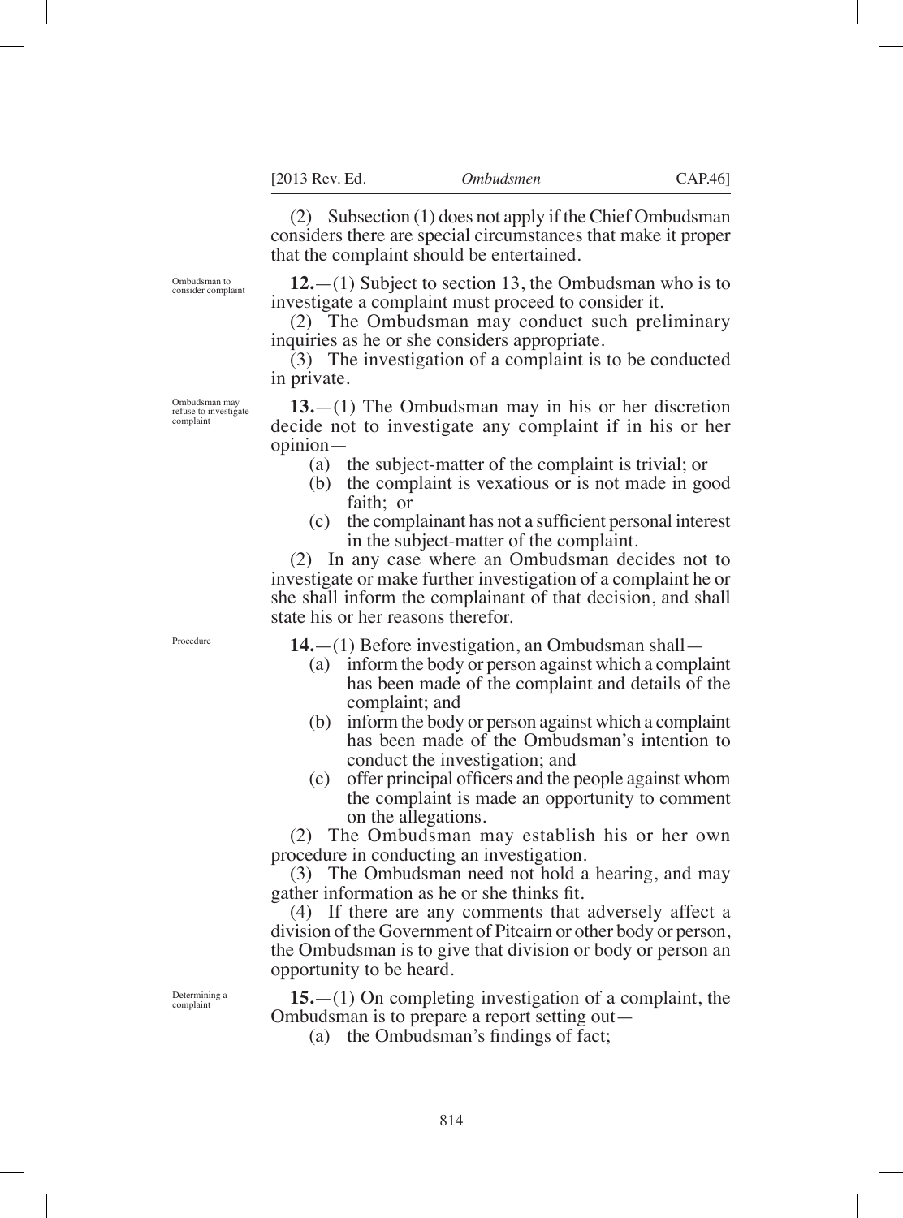(2) Subsection (1) does not apply if the Chief Ombudsman considers there are special circumstances that make it proper that the complaint should be entertained.

*Ombudsman to consider complaint*

**12.**—(1) Subject to section 13, the Ombudsman who is to investigate a complaint must proceed to consider it.

(2) The Ombudsman may conduct such preliminary inquiries as he or she considers appropriate.

(3) The investigation of a complaint is to be conducted in private.

*Ombudsman may refuse to investigate complaint*

**13.**—(1) The Ombudsman may in his or her discretion decide not to investigate any complaint if in his or her opinion—

(a) the subject-matter of the complaint is trivial; or

(b) the complaint is vexatious or is not made in good faith; or

(c) the complainant has not a sufficient personal interest in the subject-matter of the complaint.

(2) In any case where an Ombudsman decides not to investigate or make further investigation of a complaint he or she shall inform the complainant of that decision, and shall state his or her reasons therefor.

*Procedure*

**14.**—(1) Before investigation, an Ombudsman shall—

(a) inform the body or person against which a complaint has been made of the complaint and details of the complaint; and

(b) inform the body or person against which a complaint has been made of the Ombudsman's intention to conduct the investigation; and

(c) offer principal officers and the people against whom the complaint is made an opportunity to comment on the allegations.

(2) The Ombudsman may establish his or her own procedure in conducting an investigation.

(3) The Ombudsman need not hold a hearing, and may gather information as he or she thinks fit.

(4) If there are any comments that adversely affect a division of the Government of Pitcairn or other body or person, the Ombudsman is to give that division or body or person an opportunity to be heard.

*Determining a complaint*

**15.**—(1) On completing investigation of a complaint, the Ombudsman is to prepare a report setting out—

(a) the Ombudsman's findings of fact;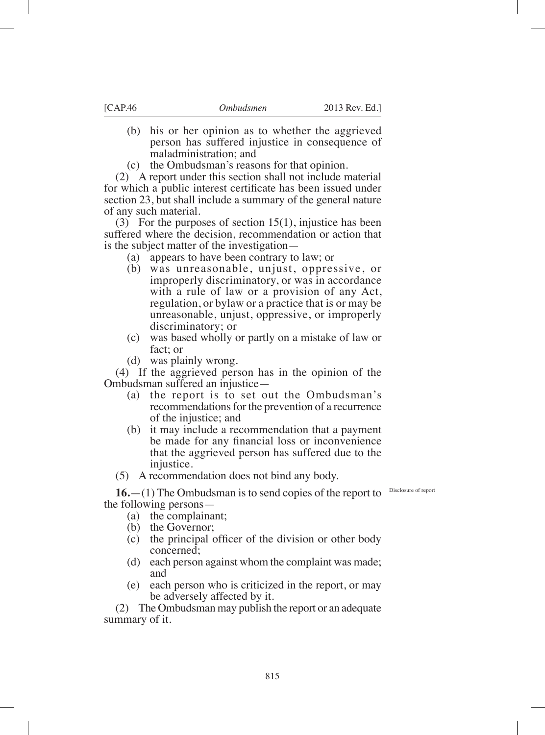(b) his or her opinion as to whether the aggrieved person has suffered injustice in consequence of maladministration; and

(c) the Ombudsman's reasons for that opinion.

(2) A report under this section shall not include material for which a public interest certificate has been issued under section 23, but shall include a summary of the general nature of any such material.

(3) For the purposes of section 15(1), injustice has been suffered where the decision, recommendation or action that is the subject matter of the investigation—

(a) appears to have been contrary to law; or

(b) was unreasonable, unjust, oppressive, or improperly discriminatory, or was in accordance with a rule of law or a provision of any Act, regulation, or bylaw or a practice that is or may be unreasonable, unjust, oppressive, or improperly discriminatory; or

(c) was based wholly or partly on a mistake of law or fact; or

(d) was plainly wrong.

(4) If the aggrieved person has in the opinion of the Ombudsman suffered an injustice—

(a) the report is to set out the Ombudsman's recommendations for the prevention of a recurrence of the injustice; and

(b) it may include a recommendation that a payment be made for any financial loss or inconvenience that the aggrieved person has suffered due to the injustice.

(5) A recommendation does not bind any body.

*Disclosure of report*

**16.**—(1) The Ombudsman is to send copies of the report to the following persons—

(a) the complainant;

(b) the Governor;

(c) the principal officer of the division or other body concerned;

(d) each person against whom the complaint was made; and

(e) each person who is criticized in the report, or may be adversely affected by it.

(2) The Ombudsman may publish the report or an adequate summary of it.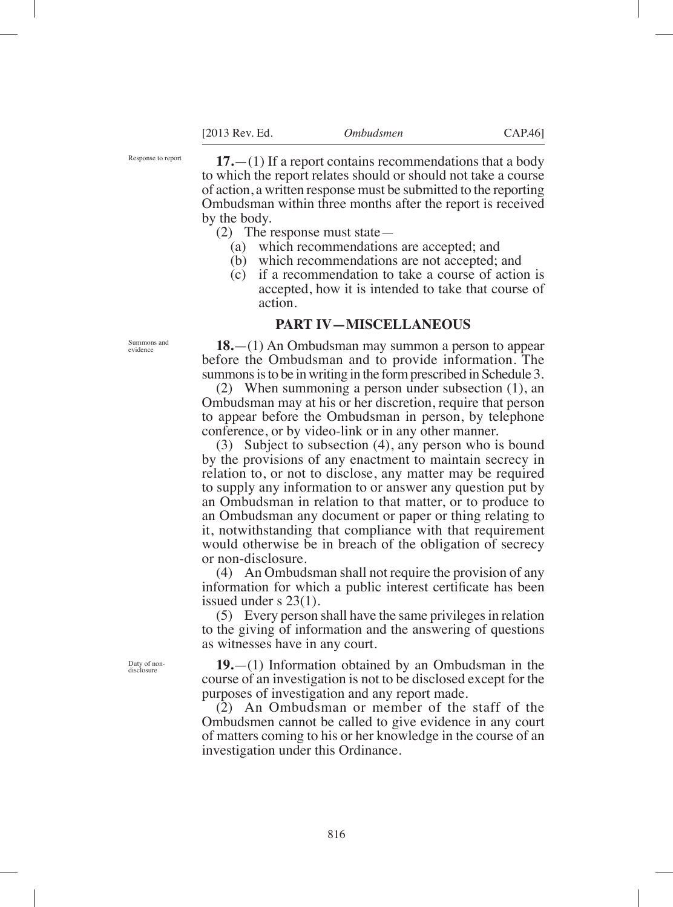**17.**—(1) If a report contains recommendations that a body to which the report relates should or should not take a course of action, a written response must be submitted to the reporting Ombudsman within three months after the report is received by the body.

*Response to report*

(2) The response must state—

(a) which recommendations are accepted; and

(b) which recommendations are not accepted; and

(c) if a recommendation to take a course of action is accepted, how it is intended to take that course of action.

## PART IV—MISCELLANEOUS

*Summons and evidence*

**18.**—(1) An Ombudsman may summon a person to appear before the Ombudsman and to provide information. The summons is to be in writing in the form prescribed in Schedule 3.

(2) When summoning a person under subsection (1), an Ombudsman may at his or her discretion, require that person to appear before the Ombudsman in person, by telephone conference, or by video-link or in any other manner.

(3) Subject to subsection (4), any person who is bound by the provisions of any enactment to maintain secrecy in relation to, or not to disclose, any matter may be required to supply any information to or answer any question put by an Ombudsman in relation to that matter, or to produce to an Ombudsman any document or paper or thing relating to it, notwithstanding that compliance with that requirement would otherwise be in breach of the obligation of secrecy or non-disclosure.

(4) An Ombudsman shall not require the provision of any information for which a public interest certificate has been issued under s 23(1).

(5) Every person shall have the same privileges in relation to the giving of information and the answering of questions as witnesses have in any court.

*Duty of non-disclosure*

**19.**—(1) Information obtained by an Ombudsman in the course of an investigation is not to be disclosed except for the purposes of investigation and any report made.

(2) An Ombudsman or member of the staff of the Ombudsmen cannot be called to give evidence in any court of matters coming to his or her knowledge in the course of an investigation under this Ordinance.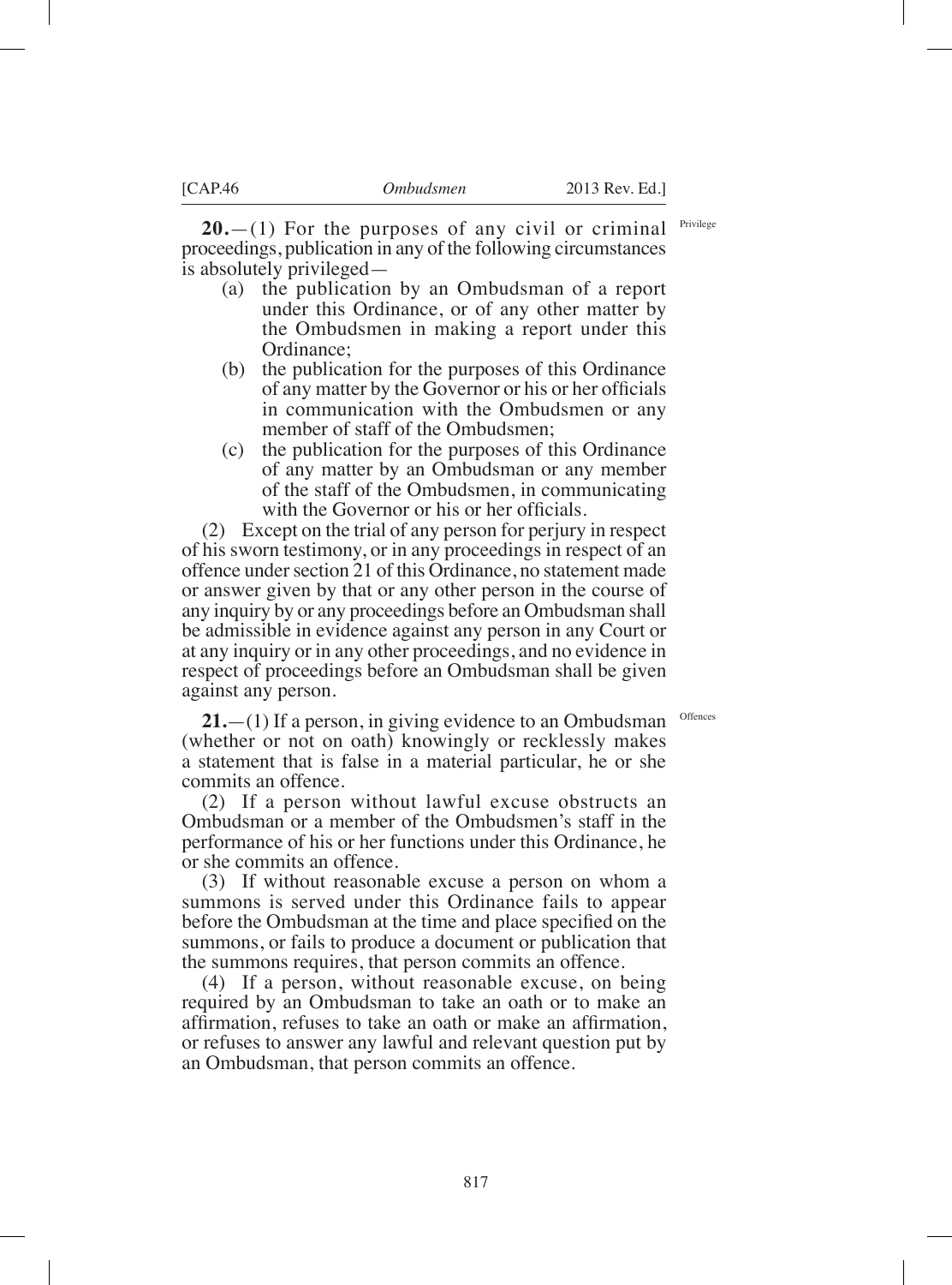**20.**—(1) For the purposes of any civil or criminal proceedings, publication in any of the following circumstances is absolutely privileged—

Privilege

(a) the publication by an Ombudsman of a report under this Ordinance, or of any other matter by the Ombudsmen in making a report under this Ordinance;

(b) the publication for the purposes of this Ordinance of any matter by the Governor or his or her officials in communication with the Ombudsmen or any member of staff of the Ombudsmen;

(c) the publication for the purposes of this Ordinance of any matter by an Ombudsman or any member of the staff of the Ombudsmen, in communicating with the Governor or his or her officials.

(2) Except on the trial of any person for perjury in respect of his sworn testimony, or in any proceedings in respect of an offence under section 21 of this Ordinance, no statement made or answer given by that or any other person in the course of any inquiry by or any proceedings before an Ombudsman shall be admissible in evidence against any person in any Court or at any inquiry or in any other proceedings, and no evidence in respect of proceedings before an Ombudsman shall be given against any person.

**21.**—(1) If a person, in giving evidence to an Ombudsman (whether or not on oath) knowingly or recklessly makes a statement that is false in a material particular, he or she commits an offence.

Offences

(2) If a person without lawful excuse obstructs an Ombudsman or a member of the Ombudsmen's staff in the performance of his or her functions under this Ordinance, he or she commits an offence.

(3) If without reasonable excuse a person on whom a summons is served under this Ordinance fails to appear before the Ombudsman at the time and place specified on the summons, or fails to produce a document or publication that the summons requires, that person commits an offence.

(4) If a person, without reasonable excuse, on being required by an Ombudsman to take an oath or to make an affirmation, refuses to take an oath or make an affirmation, or refuses to answer any lawful and relevant question put by an Ombudsman, that person commits an offence.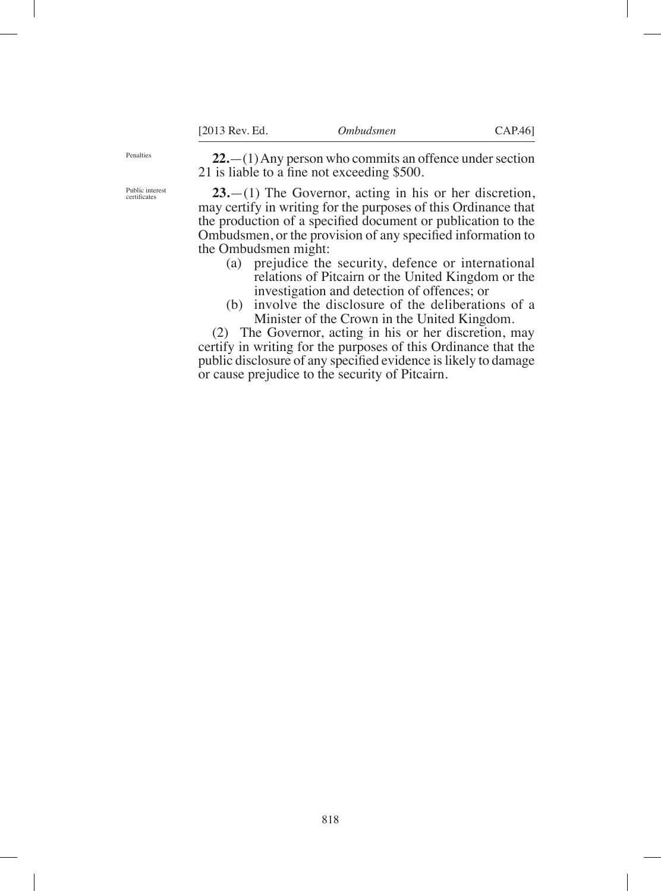Penalties

**22.**—(1) Any person who commits an offence under section 21 is liable to a fine not exceeding $500.

Public interest certificates

**23.**—(1) The Governor, acting in his or her discretion, may certify in writing for the purposes of this Ordinance that the production of a specified document or publication to the Ombudsmen, or the provision of any specified information to the Ombudsmen might:

(a) prejudice the security, defence or international relations of Pitcairn or the United Kingdom or the investigation and detection of offences; or

(b) involve the disclosure of the deliberations of a Minister of the Crown in the United Kingdom.

(2) The Governor, acting in his or her discretion, may certify in writing for the purposes of this Ordinance that the public disclosure of any specified evidence is likely to damage or cause prejudice to the security of Pitcairn.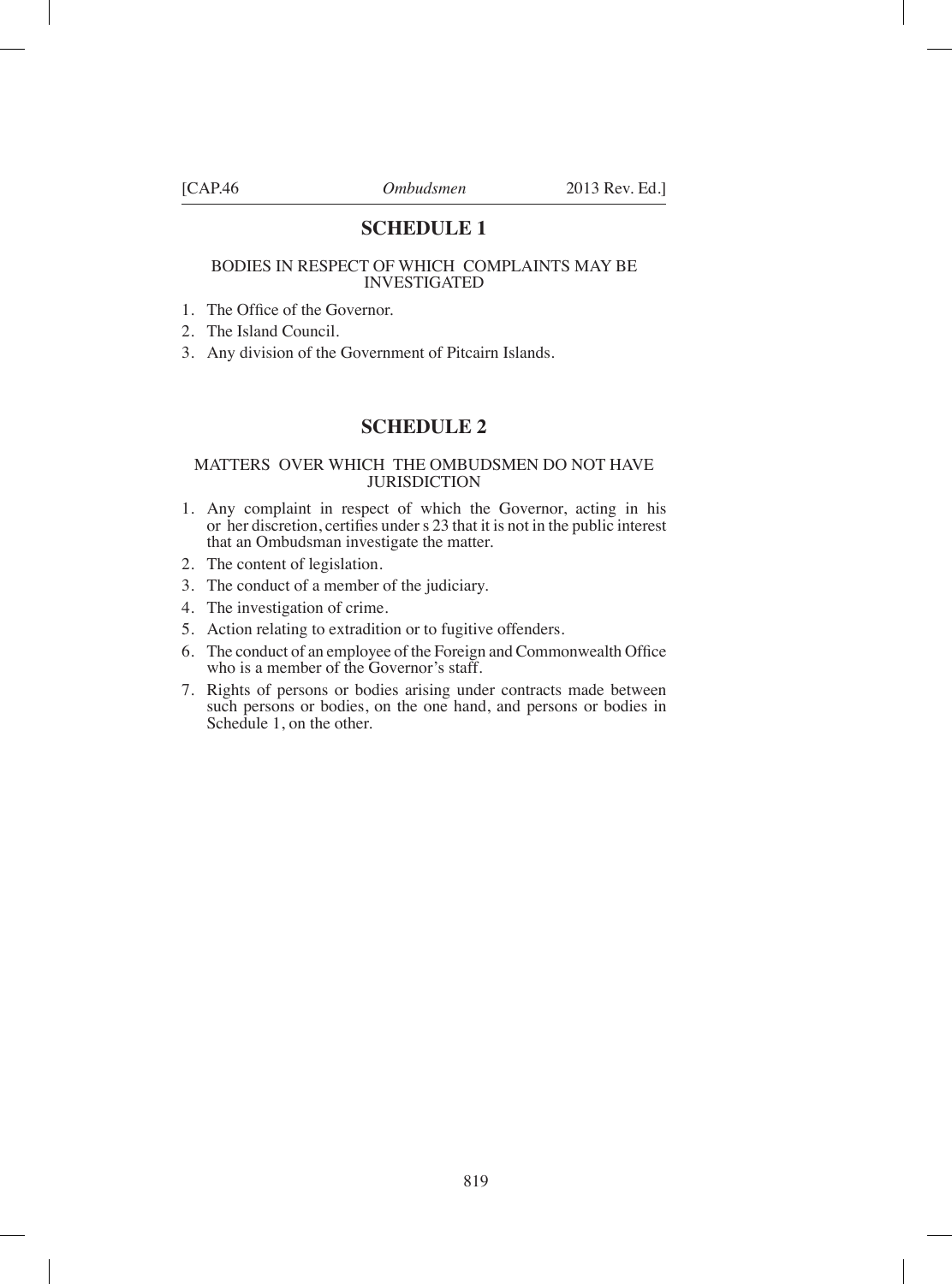## SCHEDULE 1

### BODIES IN RESPECT OF WHICH COMPLAINTS MAY BE INVESTIGATED

1. The Office of the Governor.
2. The Island Council.
3. Any division of the Government of Pitcairn Islands.

## SCHEDULE 2

### MATTERS OVER WHICH THE OMBUDSMEN DO NOT HAVE JURISDICTION

1. Any complaint in respect of which the Governor, acting in his or her discretion, certifies under s 23 that it is not in the public interest that an Ombudsman investigate the matter.
2. The content of legislation.
3. The conduct of a member of the judiciary.
4. The investigation of crime.
5. Action relating to extradition or to fugitive offenders.
6. The conduct of an employee of the Foreign and Commonwealth Office who is a member of the Governor's staff.
7. Rights of persons or bodies arising under contracts made between such persons or bodies, on the one hand, and persons or bodies in Schedule 1, on the other.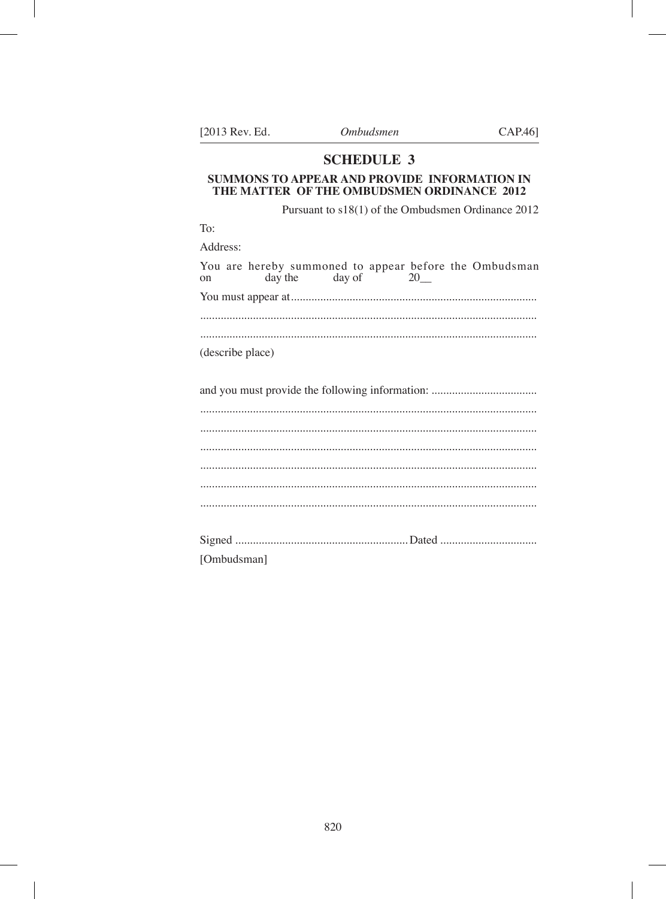# SCHEDULE 3

## SUMMONS TO APPEAR AND PROVIDE INFORMATION IN THE MATTER OF THE OMBUDSMEN ORDINANCE 2012

Pursuant to s18(1) of the Ombudsmen Ordinance 2012

To:

Address:

You are hereby summoned to appear before the Ombudsman on day the day of 20__

You must appear at...................................................................................

.................................................................................................................

.................................................................................................................

(describe place)

and you must provide the following information: ....................................

.................................................................................................................

.................................................................................................................

.................................................................................................................

.................................................................................................................

.................................................................................................................

.................................................................................................................

Signed ........................................................... Dated .................................

[Ombudsman]